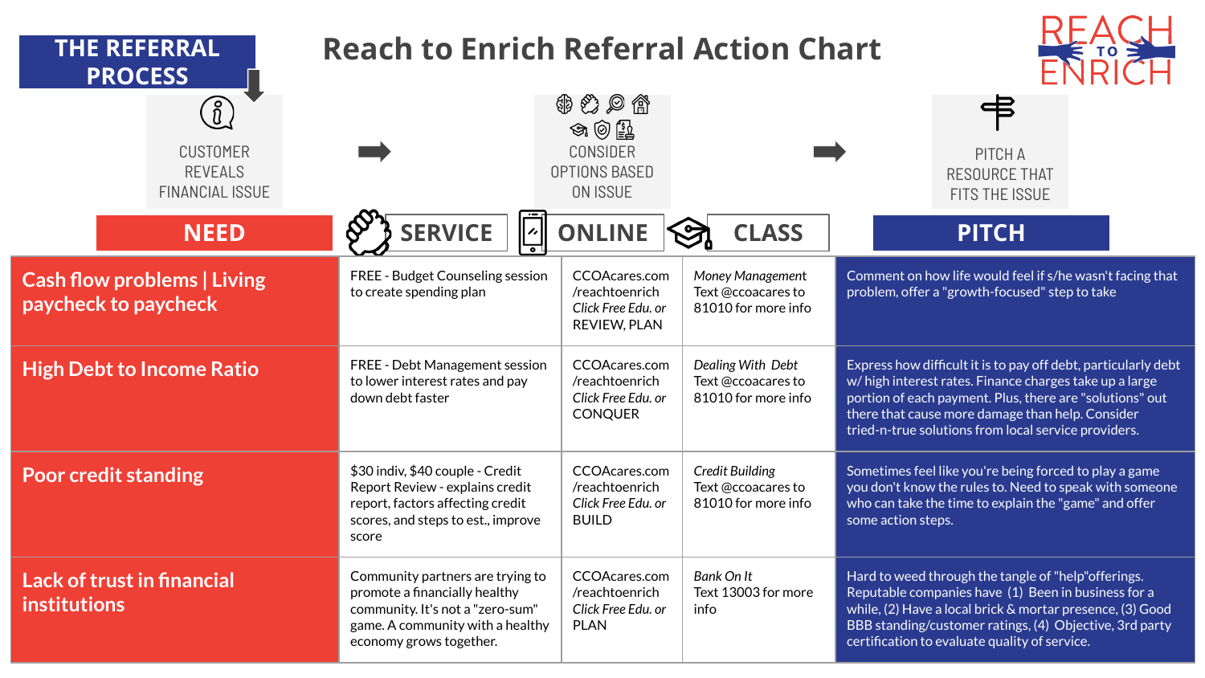# Reach to Enrich Referral Action Chart

REACH TO ENRICH

**THE REFERRAL PROCESS**

CUSTOMER REVEALS FINANCIAL ISSUE → CONSIDER OPTIONS BASED ON ISSUE → PITCH A RESOURCE THAT FITS THE ISSUE

| NEED | SERVICE | ONLINE | CLASS | PITCH |
|---|---|---|---|---|
| **Cash flow problems \| Living paycheck to paycheck** | FREE - Budget Counseling session to create spending plan | CCOAcares.com /reachtoenrich *Click Free Edu. or* REVIEW, PLAN | *Money Management* Text @ccoacares to 81010 for more info | Comment on how life would feel if s/he wasn't facing that problem, offer a "growth-focused" step to take |
| **High Debt to Income Ratio** | FREE - Debt Management session to lower interest rates and pay down debt faster | CCOAcares.com /reachtoenrich *Click Free Edu. or* CONQUER | *Dealing With Debt* Text @ccoacares to 81010 for more info | Express how difficult it is to pay off debt, particularly debt w/ high interest rates. Finance charges take up a large portion of each payment. Plus, there are "solutions" out there that cause more damage than help. Consider tried-n-true solutions from local service providers. |
| **Poor credit standing** | $30 indiv, $40 couple - Credit Report Review - explains credit report, factors affecting credit scores, and steps to est., improve score | CCOAcares.com /reachtoenrich *Click Free Edu. or* BUILD | *Credit Building* Text @ccoacares to 81010 for more info | Sometimes feel like you're being forced to play a game you don't know the rules to. Need to speak with someone who can take the time to explain the "game" and offer some action steps. |
| **Lack of trust in financial institutions** | Community partners are trying to promote a financially healthy community. It's not a "zero-sum" game. A community with a healthy economy grows together. | CCOAcares.com /reachtoenrich *Click Free Edu. or* PLAN | *Bank On It* Text 13003 for more info | Hard to weed through the tangle of "help"offerings. Reputable companies have (1) Been in business for a while, (2) Have a local brick & mortar presence, (3) Good BBB standing/customer ratings, (4) Objective, 3rd party certification to evaluate quality of service. |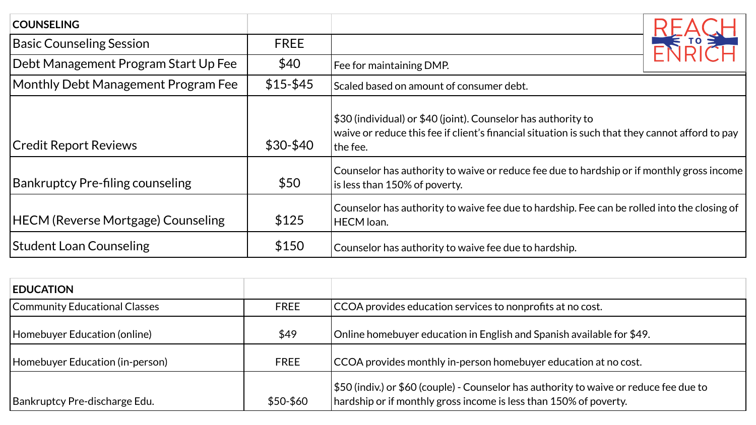| COUNSELING | | |
|---|---|---|
| Basic Counseling Session | FREE | |
| Debt Management Program Start Up Fee | $40 | Fee for maintaining DMP. |
| Monthly Debt Management Program Fee | $15-$45 | Scaled based on amount of consumer debt. |
| Credit Report Reviews | $30-$40 | $30 (individual) or $40 (joint). Counselor has authority to waive or reduce this fee if client's financial situation is such that they cannot afford to pay the fee. |
| Bankruptcy Pre-filing counseling | $50 | Counselor has authority to waive or reduce fee due to hardship or if monthly gross income is less than 150% of poverty. |
| HECM (Reverse Mortgage) Counseling | $125 | Counselor has authority to waive fee due to hardship. Fee can be rolled into the closing of HECM loan. |
| Student Loan Counseling | $150 | Counselor has authority to waive fee due to hardship. |

| EDUCATION | | |
|---|---|---|
| Community Educational Classes | FREE | CCOA provides education services to nonprofits at no cost. |
| Homebuyer Education (online) | $49 | Online homebuyer education in English and Spanish available for $49. |
| Homebuyer Education (in-person) | FREE | CCOA provides monthly in-person homebuyer education at no cost. |
| Bankruptcy Pre-discharge Edu. | $50-$60 | $50 (indiv.) or $60 (couple) - Counselor has authority to waive or reduce fee due to hardship or if monthly gross income is less than 150% of poverty. |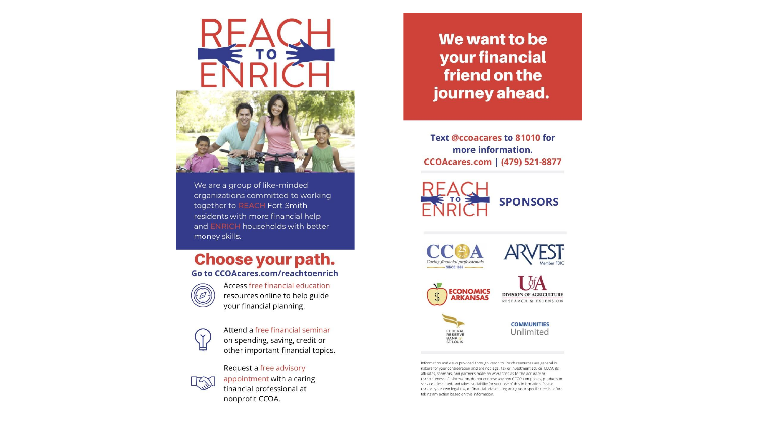# REACH TO ENRICH

We are a group of like-minded organizations committed to working together to REACH Fort Smith residents with more financial help and ENRICH households with better money skills.

## Choose your path.

**Go to CCOAcares.com/reachtoenrich**

- Access free financial education resources online to help guide your financial planning.
- Attend a free financial seminar on spending, saving, credit or other important financial topics.
- Request a free advisory appointment with a caring financial professional at nonprofit CCOA.

## We want to be your financial friend on the journey ahead.

**Text @ccoacares to 81010 for more information.**

**CCOAcares.com | (479) 521-8877**

## REACH TO ENRICH SPONSORS

CCOA – Caring financial professionals – SINCE 1995

ARVEST – Member FDIC

ECONOMICS ARKANSAS

UofA DIVISION OF AGRICULTURE RESEARCH & EXTENSION

FEDERAL RESERVE BANK of ST. LOUIS

COMMUNITIES Unlimited

Information and views provided through Reach to Enrich resources are general in nature for your consideration and are not legal, tax or investment advice. CCOA, its affiliates, sponsors, and partners make no warranties as to the accuracy or completeness of information, do not endorse any non CCOA companies, products or services described, and takes no liability for your use of this information. Please contact your own legal, tax, or financial advisors regarding your specific needs before taking any action based on this information.